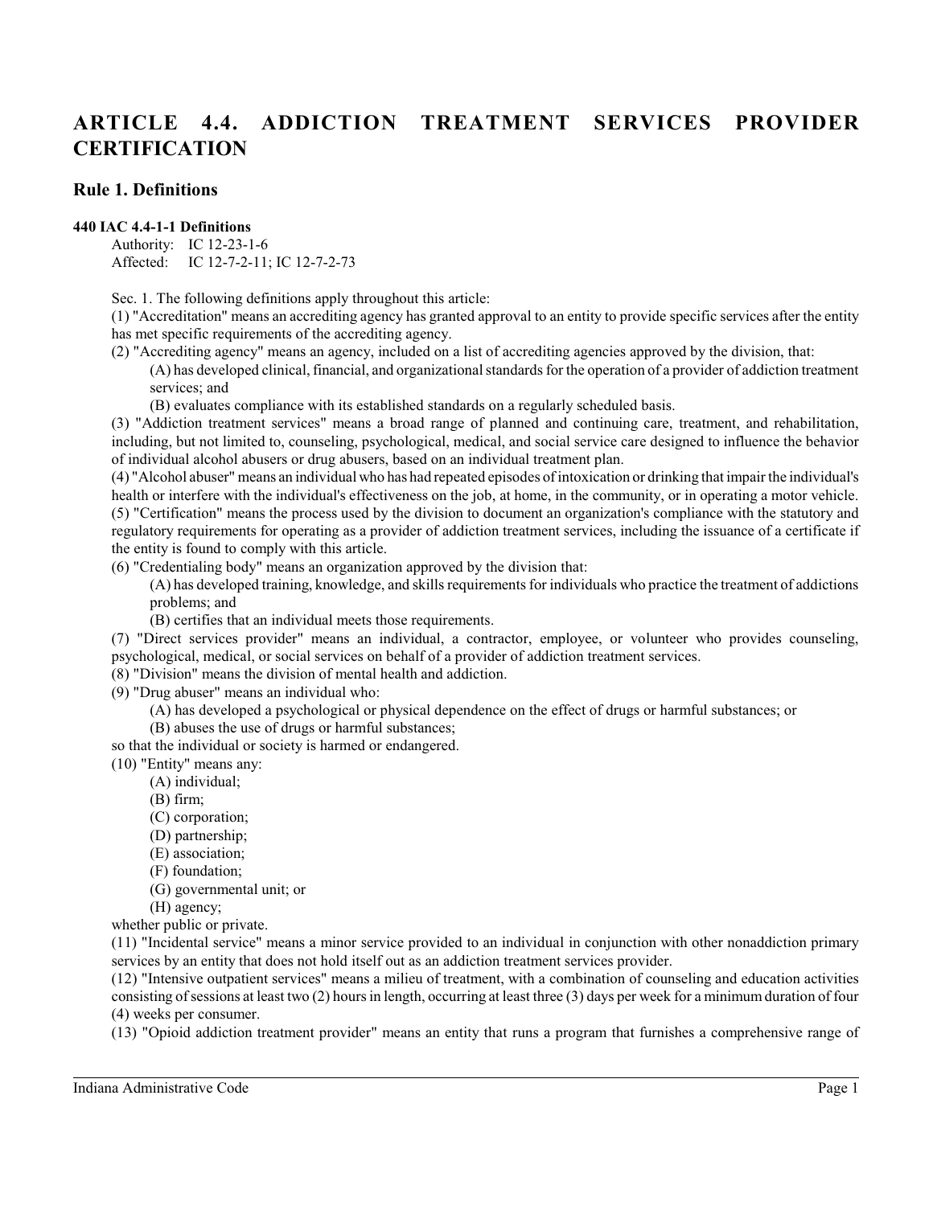# ARTICLE 4.4. ADDICTION TREATMENT SERVICES PROVIDER CERTIFICATION

## Rule 1. Definitions

**440 IAC 4.4-1-1 Definitions**

Authority: IC 12-23-1-6
Affected: IC 12-7-2-11; IC 12-7-2-73

Sec. 1. The following definitions apply throughout this article:

(1) "Accreditation" means an accrediting agency has granted approval to an entity to provide specific services after the entity has met specific requirements of the accrediting agency.

(2) "Accrediting agency" means an agency, included on a list of accrediting agencies approved by the division, that:

(A) has developed clinical, financial, and organizational standards for the operation of a provider of addiction treatment services; and

(B) evaluates compliance with its established standards on a regularly scheduled basis.

(3) "Addiction treatment services" means a broad range of planned and continuing care, treatment, and rehabilitation, including, but not limited to, counseling, psychological, medical, and social service care designed to influence the behavior of individual alcohol abusers or drug abusers, based on an individual treatment plan.

(4) "Alcohol abuser" means an individual who has had repeated episodes of intoxication or drinking that impair the individual's health or interfere with the individual's effectiveness on the job, at home, in the community, or in operating a motor vehicle.

(5) "Certification" means the process used by the division to document an organization's compliance with the statutory and regulatory requirements for operating as a provider of addiction treatment services, including the issuance of a certificate if the entity is found to comply with this article.

(6) "Credentialing body" means an organization approved by the division that:

(A) has developed training, knowledge, and skills requirements for individuals who practice the treatment of addictions problems; and

(B) certifies that an individual meets those requirements.

(7) "Direct services provider" means an individual, a contractor, employee, or volunteer who provides counseling, psychological, medical, or social services on behalf of a provider of addiction treatment services.

(8) "Division" means the division of mental health and addiction.

(9) "Drug abuser" means an individual who:

(A) has developed a psychological or physical dependence on the effect of drugs or harmful substances; or

(B) abuses the use of drugs or harmful substances;

so that the individual or society is harmed or endangered.

(10) "Entity" means any:

(A) individual;

(B) firm;

(C) corporation;

(D) partnership;

(E) association;

(F) foundation;

(G) governmental unit; or

(H) agency;

whether public or private.

(11) "Incidental service" means a minor service provided to an individual in conjunction with other nonaddiction primary services by an entity that does not hold itself out as an addiction treatment services provider.

(12) "Intensive outpatient services" means a milieu of treatment, with a combination of counseling and education activities consisting of sessions at least two (2) hours in length, occurring at least three (3) days per week for a minimum duration of four (4) weeks per consumer.

(13) "Opioid addiction treatment provider" means an entity that runs a program that furnishes a comprehensive range of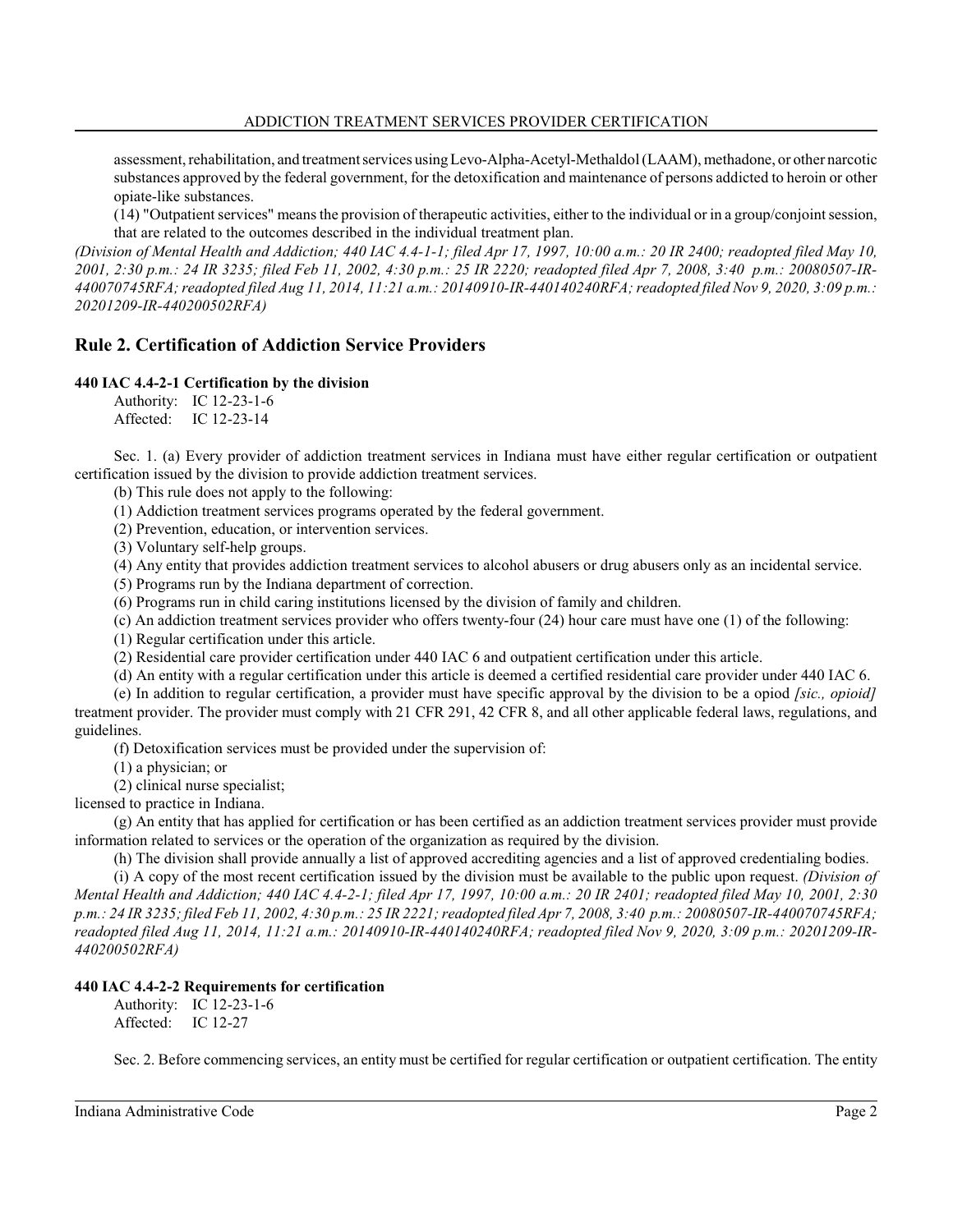assessment, rehabilitation, and treatment services using Levo-Alpha-Acetyl-Methaldol (LAAM), methadone, or other narcotic substances approved by the federal government, for the detoxification and maintenance of persons addicted to heroin or other opiate-like substances.

(14) "Outpatient services" means the provision of therapeutic activities, either to the individual or in a group/conjoint session, that are related to the outcomes described in the individual treatment plan.

*(Division of Mental Health and Addiction; 440 IAC 4.4-1-1; filed Apr 17, 1997, 10:00 a.m.: 20 IR 2400; readopted filed May 10, 2001, 2:30 p.m.: 24 IR 3235; filed Feb 11, 2002, 4:30 p.m.: 25 IR 2220; readopted filed Apr 7, 2008, 3:40 p.m.: 20080507-IR-440070745RFA; readopted filed Aug 11, 2014, 11:21 a.m.: 20140910-IR-440140240RFA; readopted filed Nov 9, 2020, 3:09 p.m.: 20201209-IR-440200502RFA)*

## Rule 2. Certification of Addiction Service Providers

**440 IAC 4.4-2-1 Certification by the division**

Authority: IC 12-23-1-6
Affected: IC 12-23-14

Sec. 1. (a) Every provider of addiction treatment services in Indiana must have either regular certification or outpatient certification issued by the division to provide addiction treatment services.

(b) This rule does not apply to the following:

(1) Addiction treatment services programs operated by the federal government.

(2) Prevention, education, or intervention services.

(3) Voluntary self-help groups.

(4) Any entity that provides addiction treatment services to alcohol abusers or drug abusers only as an incidental service.

(5) Programs run by the Indiana department of correction.

(6) Programs run in child caring institutions licensed by the division of family and children.

(c) An addiction treatment services provider who offers twenty-four (24) hour care must have one (1) of the following:

(1) Regular certification under this article.

(2) Residential care provider certification under 440 IAC 6 and outpatient certification under this article.

(d) An entity with a regular certification under this article is deemed a certified residential care provider under 440 IAC 6.

(e) In addition to regular certification, a provider must have specific approval by the division to be a opiod *[sic., opioid]* treatment provider. The provider must comply with 21 CFR 291, 42 CFR 8, and all other applicable federal laws, regulations, and guidelines.

(f) Detoxification services must be provided under the supervision of:

(1) a physician; or

(2) clinical nurse specialist;

licensed to practice in Indiana.

(g) An entity that has applied for certification or has been certified as an addiction treatment services provider must provide information related to services or the operation of the organization as required by the division.

(h) The division shall provide annually a list of approved accrediting agencies and a list of approved credentialing bodies.

(i) A copy of the most recent certification issued by the division must be available to the public upon request. *(Division of Mental Health and Addiction; 440 IAC 4.4-2-1; filed Apr 17, 1997, 10:00 a.m.: 20 IR 2401; readopted filed May 10, 2001, 2:30 p.m.: 24 IR 3235; filed Feb 11, 2002, 4:30 p.m.: 25 IR 2221; readopted filed Apr 7, 2008, 3:40 p.m.: 20080507-IR-440070745RFA; readopted filed Aug 11, 2014, 11:21 a.m.: 20140910-IR-440140240RFA; readopted filed Nov 9, 2020, 3:09 p.m.: 20201209-IR-440200502RFA)*

**440 IAC 4.4-2-2 Requirements for certification**

Authority: IC 12-23-1-6
Affected: IC 12-27

Sec. 2. Before commencing services, an entity must be certified for regular certification or outpatient certification. The entity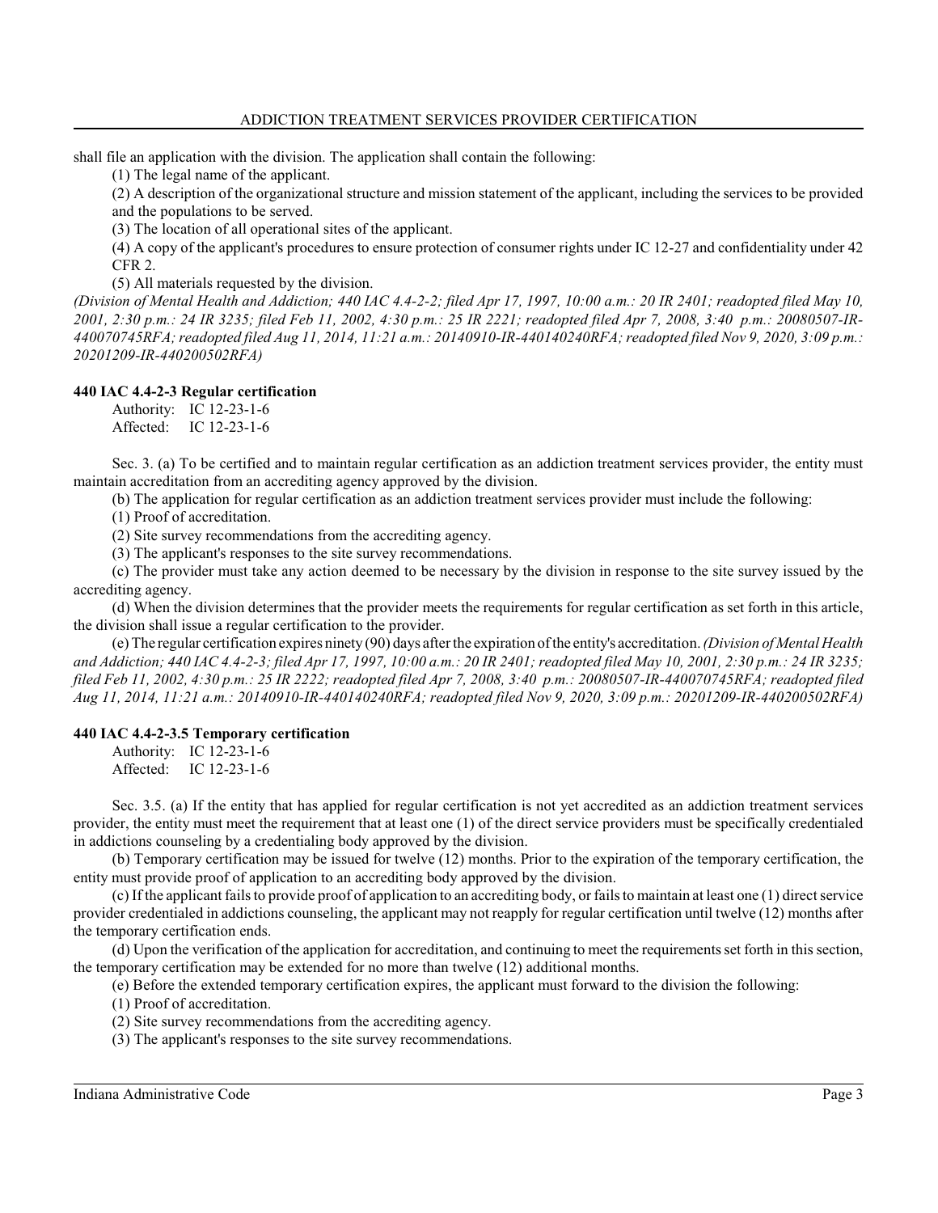shall file an application with the division. The application shall contain the following:

(1) The legal name of the applicant.

(2) A description of the organizational structure and mission statement of the applicant, including the services to be provided and the populations to be served.

(3) The location of all operational sites of the applicant.

(4) A copy of the applicant's procedures to ensure protection of consumer rights under IC 12-27 and confidentiality under 42 CFR 2.

(5) All materials requested by the division.

*(Division of Mental Health and Addiction; 440 IAC 4.4-2-2; filed Apr 17, 1997, 10:00 a.m.: 20 IR 2401; readopted filed May 10, 2001, 2:30 p.m.: 24 IR 3235; filed Feb 11, 2002, 4:30 p.m.: 25 IR 2221; readopted filed Apr 7, 2008, 3:40 p.m.: 20080507-IR-440070745RFA; readopted filed Aug 11, 2014, 11:21 a.m.: 20140910-IR-440140240RFA; readopted filed Nov 9, 2020, 3:09 p.m.: 20201209-IR-440200502RFA)*

### 440 IAC 4.4-2-3 Regular certification

Authority: IC 12-23-1-6
Affected: IC 12-23-1-6

Sec. 3. (a) To be certified and to maintain regular certification as an addiction treatment services provider, the entity must maintain accreditation from an accrediting agency approved by the division.

(b) The application for regular certification as an addiction treatment services provider must include the following:

(1) Proof of accreditation.

(2) Site survey recommendations from the accrediting agency.

(3) The applicant's responses to the site survey recommendations.

(c) The provider must take any action deemed to be necessary by the division in response to the site survey issued by the accrediting agency.

(d) When the division determines that the provider meets the requirements for regular certification as set forth in this article, the division shall issue a regular certification to the provider.

(e) The regular certification expires ninety (90) days after the expiration of the entity's accreditation. *(Division of Mental Health and Addiction; 440 IAC 4.4-2-3; filed Apr 17, 1997, 10:00 a.m.: 20 IR 2401; readopted filed May 10, 2001, 2:30 p.m.: 24 IR 3235; filed Feb 11, 2002, 4:30 p.m.: 25 IR 2222; readopted filed Apr 7, 2008, 3:40 p.m.: 20080507-IR-440070745RFA; readopted filed Aug 11, 2014, 11:21 a.m.: 20140910-IR-440140240RFA; readopted filed Nov 9, 2020, 3:09 p.m.: 20201209-IR-440200502RFA)*

### 440 IAC 4.4-2-3.5 Temporary certification

Authority: IC 12-23-1-6
Affected: IC 12-23-1-6

Sec. 3.5. (a) If the entity that has applied for regular certification is not yet accredited as an addiction treatment services provider, the entity must meet the requirement that at least one (1) of the direct service providers must be specifically credentialed in addictions counseling by a credentialing body approved by the division.

(b) Temporary certification may be issued for twelve (12) months. Prior to the expiration of the temporary certification, the entity must provide proof of application to an accrediting body approved by the division.

(c) If the applicant fails to provide proof of application to an accrediting body, or fails to maintain at least one (1) direct service provider credentialed in addictions counseling, the applicant may not reapply for regular certification until twelve (12) months after the temporary certification ends.

(d) Upon the verification of the application for accreditation, and continuing to meet the requirements set forth in this section, the temporary certification may be extended for no more than twelve (12) additional months.

(e) Before the extended temporary certification expires, the applicant must forward to the division the following:

(1) Proof of accreditation.

(2) Site survey recommendations from the accrediting agency.

(3) The applicant's responses to the site survey recommendations.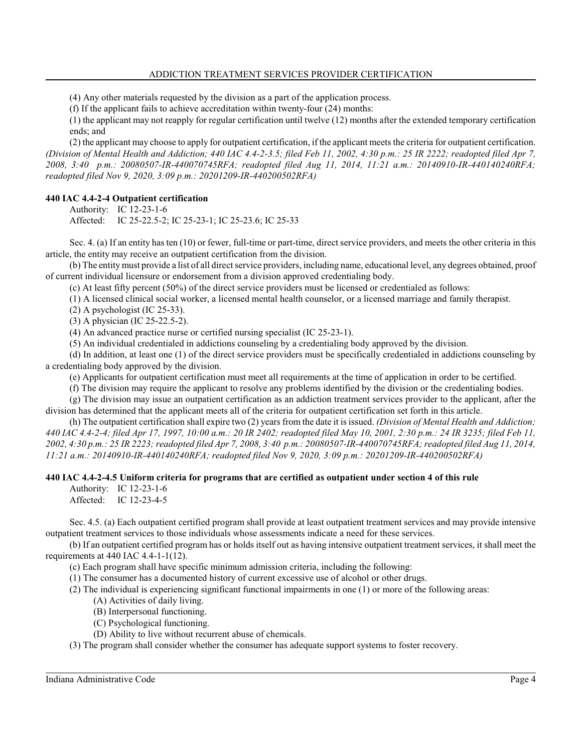(4) Any other materials requested by the division as a part of the application process.

(f) If the applicant fails to achieve accreditation within twenty-four (24) months:

(1) the applicant may not reapply for regular certification until twelve (12) months after the extended temporary certification ends; and

(2) the applicant may choose to apply for outpatient certification, if the applicant meets the criteria for outpatient certification. *(Division of Mental Health and Addiction; 440 IAC 4.4-2-3.5; filed Feb 11, 2002, 4:30 p.m.: 25 IR 2222; readopted filed Apr 7, 2008, 3:40 p.m.: 20080507-IR-440070745RFA; readopted filed Aug 11, 2014, 11:21 a.m.: 20140910-IR-440140240RFA; readopted filed Nov 9, 2020, 3:09 p.m.: 20201209-IR-440200502RFA)*

### 440 IAC 4.4-2-4 Outpatient certification

Authority: IC 12-23-1-6
Affected: IC 25-22.5-2; IC 25-23-1; IC 25-23.6; IC 25-33

Sec. 4. (a) If an entity has ten (10) or fewer, full-time or part-time, direct service providers, and meets the other criteria in this article, the entity may receive an outpatient certification from the division.

(b) The entity must provide a list of all direct service providers, including name, educational level, any degrees obtained, proof of current individual licensure or endorsement from a division approved credentialing body.

(c) At least fifty percent (50%) of the direct service providers must be licensed or credentialed as follows:

(1) A licensed clinical social worker, a licensed mental health counselor, or a licensed marriage and family therapist.

(2) A psychologist (IC 25-33).

(3) A physician (IC 25-22.5-2).

(4) An advanced practice nurse or certified nursing specialist (IC 25-23-1).

(5) An individual credentialed in addictions counseling by a credentialing body approved by the division.

(d) In addition, at least one (1) of the direct service providers must be specifically credentialed in addictions counseling by a credentialing body approved by the division.

(e) Applicants for outpatient certification must meet all requirements at the time of application in order to be certified.

(f) The division may require the applicant to resolve any problems identified by the division or the credentialing bodies.

(g) The division may issue an outpatient certification as an addiction treatment services provider to the applicant, after the division has determined that the applicant meets all of the criteria for outpatient certification set forth in this article.

(h) The outpatient certification shall expire two (2) years from the date it is issued. *(Division of Mental Health and Addiction; 440 IAC 4.4-2-4; filed Apr 17, 1997, 10:00 a.m.: 20 IR 2402; readopted filed May 10, 2001, 2:30 p.m.: 24 IR 3235; filed Feb 11, 2002, 4:30 p.m.: 25 IR 2223; readopted filed Apr 7, 2008, 3:40 p.m.: 20080507-IR-440070745RFA; readopted filed Aug 11, 2014, 11:21 a.m.: 20140910-IR-440140240RFA; readopted filed Nov 9, 2020, 3:09 p.m.: 20201209-IR-440200502RFA)*

### 440 IAC 4.4-2-4.5 Uniform criteria for programs that are certified as outpatient under section 4 of this rule

Authority: IC 12-23-1-6
Affected: IC 12-23-4-5

Sec. 4.5. (a) Each outpatient certified program shall provide at least outpatient treatment services and may provide intensive outpatient treatment services to those individuals whose assessments indicate a need for these services.

(b) If an outpatient certified program has or holds itself out as having intensive outpatient treatment services, it shall meet the requirements at 440 IAC 4.4-1-1(12).

(c) Each program shall have specific minimum admission criteria, including the following:

(1) The consumer has a documented history of current excessive use of alcohol or other drugs.

(2) The individual is experiencing significant functional impairments in one (1) or more of the following areas:

- (A) Activities of daily living.
- (B) Interpersonal functioning.
- (C) Psychological functioning.
- (D) Ability to live without recurrent abuse of chemicals.

(3) The program shall consider whether the consumer has adequate support systems to foster recovery.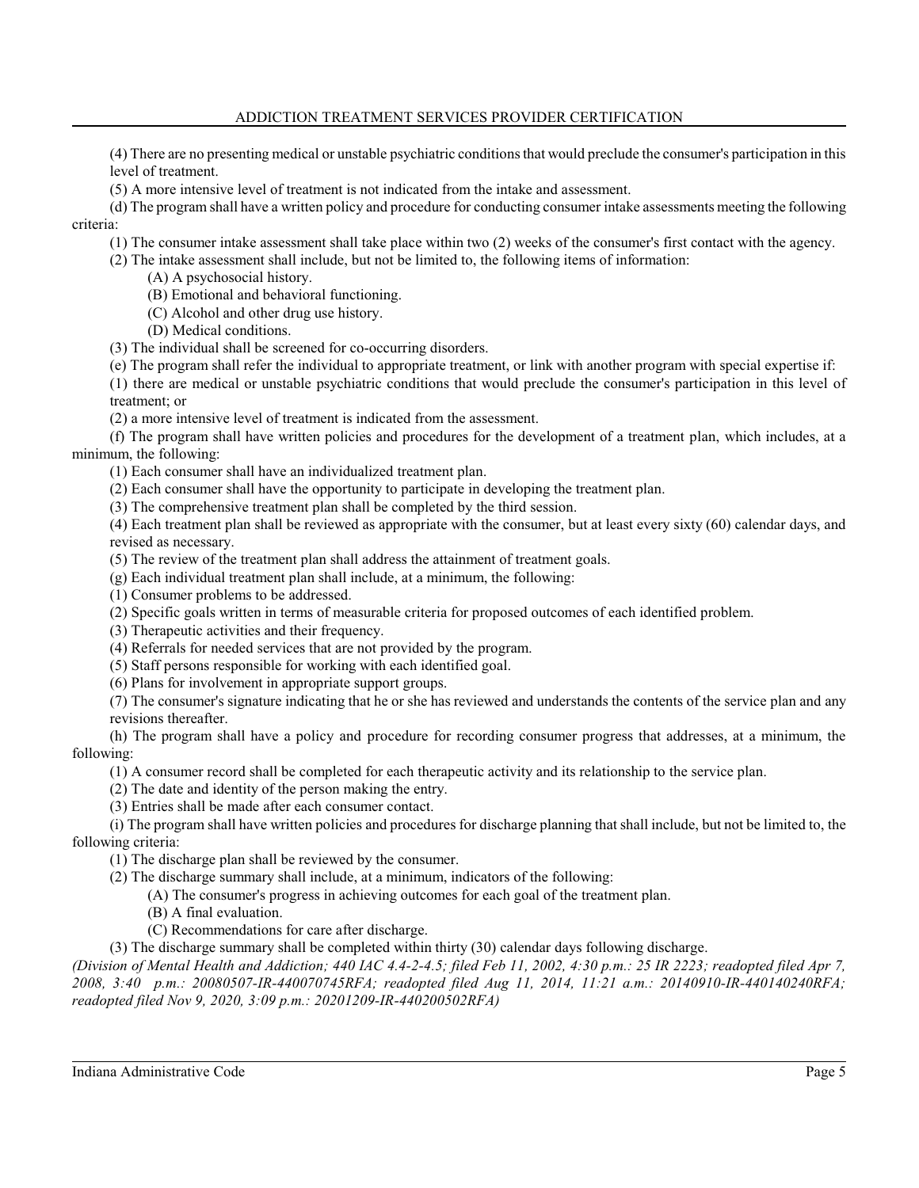(4) There are no presenting medical or unstable psychiatric conditions that would preclude the consumer's participation in this level of treatment.

(5) A more intensive level of treatment is not indicated from the intake and assessment.

(d) The program shall have a written policy and procedure for conducting consumer intake assessments meeting the following criteria:

(1) The consumer intake assessment shall take place within two (2) weeks of the consumer's first contact with the agency.

(2) The intake assessment shall include, but not be limited to, the following items of information:

(A) A psychosocial history.

(B) Emotional and behavioral functioning.

(C) Alcohol and other drug use history.

(D) Medical conditions.

(3) The individual shall be screened for co-occurring disorders.

(e) The program shall refer the individual to appropriate treatment, or link with another program with special expertise if:

(1) there are medical or unstable psychiatric conditions that would preclude the consumer's participation in this level of treatment; or

(2) a more intensive level of treatment is indicated from the assessment.

(f) The program shall have written policies and procedures for the development of a treatment plan, which includes, at a minimum, the following:

(1) Each consumer shall have an individualized treatment plan.

(2) Each consumer shall have the opportunity to participate in developing the treatment plan.

(3) The comprehensive treatment plan shall be completed by the third session.

(4) Each treatment plan shall be reviewed as appropriate with the consumer, but at least every sixty (60) calendar days, and revised as necessary.

(5) The review of the treatment plan shall address the attainment of treatment goals.

(g) Each individual treatment plan shall include, at a minimum, the following:

(1) Consumer problems to be addressed.

(2) Specific goals written in terms of measurable criteria for proposed outcomes of each identified problem.

(3) Therapeutic activities and their frequency.

(4) Referrals for needed services that are not provided by the program.

(5) Staff persons responsible for working with each identified goal.

(6) Plans for involvement in appropriate support groups.

(7) The consumer's signature indicating that he or she has reviewed and understands the contents of the service plan and any revisions thereafter.

(h) The program shall have a policy and procedure for recording consumer progress that addresses, at a minimum, the following:

(1) A consumer record shall be completed for each therapeutic activity and its relationship to the service plan.

(2) The date and identity of the person making the entry.

(3) Entries shall be made after each consumer contact.

(i) The program shall have written policies and procedures for discharge planning that shall include, but not be limited to, the following criteria:

(1) The discharge plan shall be reviewed by the consumer.

(2) The discharge summary shall include, at a minimum, indicators of the following:

(A) The consumer's progress in achieving outcomes for each goal of the treatment plan.

(B) A final evaluation.

(C) Recommendations for care after discharge.

(3) The discharge summary shall be completed within thirty (30) calendar days following discharge.

*(Division of Mental Health and Addiction; 440 IAC 4.4-2-4.5; filed Feb 11, 2002, 4:30 p.m.: 25 IR 2223; readopted filed Apr 7, 2008, 3:40 p.m.: 20080507-IR-440070745RFA; readopted filed Aug 11, 2014, 11:21 a.m.: 20140910-IR-440140240RFA; readopted filed Nov 9, 2020, 3:09 p.m.: 20201209-IR-440200502RFA)*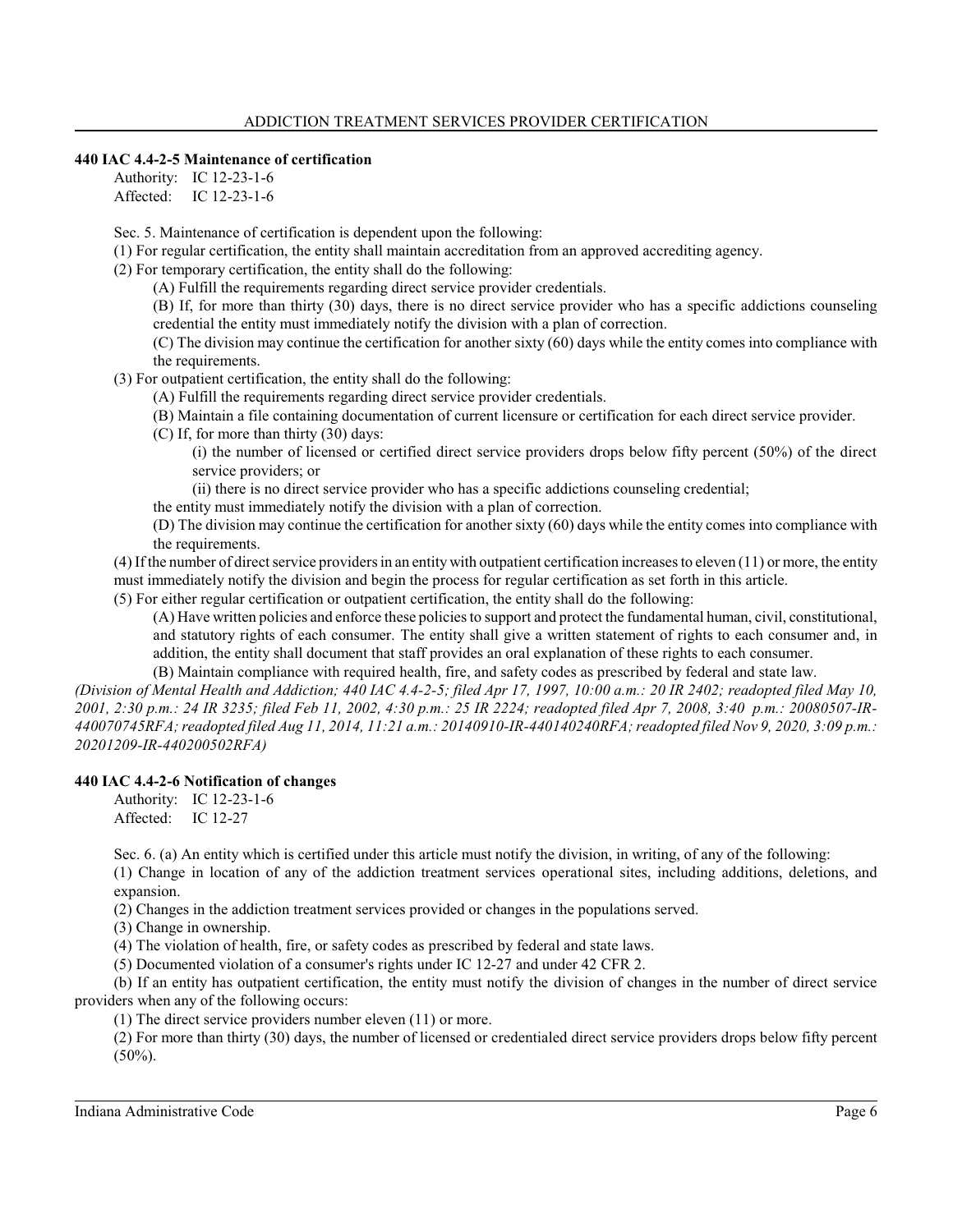### 440 IAC 4.4-2-5 Maintenance of certification

Authority: IC 12-23-1-6
Affected: IC 12-23-1-6

Sec. 5. Maintenance of certification is dependent upon the following:

(1) For regular certification, the entity shall maintain accreditation from an approved accrediting agency.

(2) For temporary certification, the entity shall do the following:

(A) Fulfill the requirements regarding direct service provider credentials.

(B) If, for more than thirty (30) days, there is no direct service provider who has a specific addictions counseling credential the entity must immediately notify the division with a plan of correction.

(C) The division may continue the certification for another sixty (60) days while the entity comes into compliance with the requirements.

(3) For outpatient certification, the entity shall do the following:

(A) Fulfill the requirements regarding direct service provider credentials.

(B) Maintain a file containing documentation of current licensure or certification for each direct service provider.

(C) If, for more than thirty (30) days:

(i) the number of licensed or certified direct service providers drops below fifty percent (50%) of the direct service providers; or

(ii) there is no direct service provider who has a specific addictions counseling credential;

the entity must immediately notify the division with a plan of correction.

(D) The division may continue the certification for another sixty (60) days while the entity comes into compliance with the requirements.

(4) If the number of direct service providers in an entity with outpatient certification increases to eleven (11) or more, the entity must immediately notify the division and begin the process for regular certification as set forth in this article.

(5) For either regular certification or outpatient certification, the entity shall do the following:

(A) Have written policies and enforce these policies to support and protect the fundamental human, civil, constitutional, and statutory rights of each consumer. The entity shall give a written statement of rights to each consumer and, in addition, the entity shall document that staff provides an oral explanation of these rights to each consumer.

(B) Maintain compliance with required health, fire, and safety codes as prescribed by federal and state law.

*(Division of Mental Health and Addiction; 440 IAC 4.4-2-5; filed Apr 17, 1997, 10:00 a.m.: 20 IR 2402; readopted filed May 10, 2001, 2:30 p.m.: 24 IR 3235; filed Feb 11, 2002, 4:30 p.m.: 25 IR 2224; readopted filed Apr 7, 2008, 3:40 p.m.: 20080507-IR-440070745RFA; readopted filed Aug 11, 2014, 11:21 a.m.: 20140910-IR-440140240RFA; readopted filed Nov 9, 2020, 3:09 p.m.: 20201209-IR-440200502RFA)*

### 440 IAC 4.4-2-6 Notification of changes

Authority: IC 12-23-1-6
Affected: IC 12-27

Sec. 6. (a) An entity which is certified under this article must notify the division, in writing, of any of the following:

(1) Change in location of any of the addiction treatment services operational sites, including additions, deletions, and expansion.

(2) Changes in the addiction treatment services provided or changes in the populations served.

(3) Change in ownership.

(4) The violation of health, fire, or safety codes as prescribed by federal and state laws.

(5) Documented violation of a consumer's rights under IC 12-27 and under 42 CFR 2.

(b) If an entity has outpatient certification, the entity must notify the division of changes in the number of direct service providers when any of the following occurs:

(1) The direct service providers number eleven (11) or more.

(2) For more than thirty (30) days, the number of licensed or credentialed direct service providers drops below fifty percent (50%).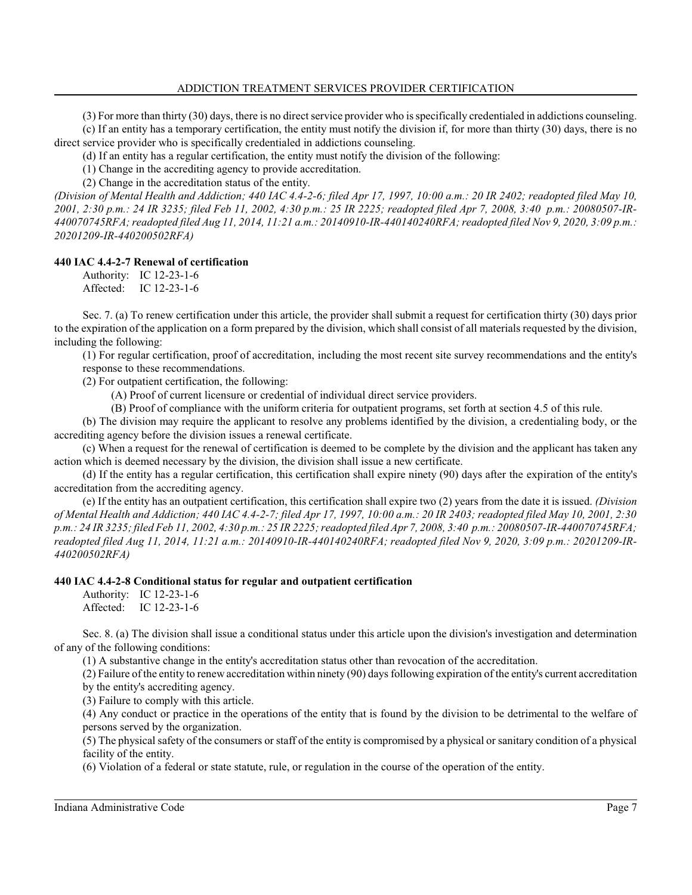(3) For more than thirty (30) days, there is no direct service provider who is specifically credentialed in addictions counseling.

(c) If an entity has a temporary certification, the entity must notify the division if, for more than thirty (30) days, there is no direct service provider who is specifically credentialed in addictions counseling.

(d) If an entity has a regular certification, the entity must notify the division of the following:

(1) Change in the accrediting agency to provide accreditation.

(2) Change in the accreditation status of the entity.

*(Division of Mental Health and Addiction; 440 IAC 4.4-2-6; filed Apr 17, 1997, 10:00 a.m.: 20 IR 2402; readopted filed May 10, 2001, 2:30 p.m.: 24 IR 3235; filed Feb 11, 2002, 4:30 p.m.: 25 IR 2225; readopted filed Apr 7, 2008, 3:40 p.m.: 20080507-IR-440070745RFA; readopted filed Aug 11, 2014, 11:21 a.m.: 20140910-IR-440140240RFA; readopted filed Nov 9, 2020, 3:09 p.m.: 20201209-IR-440200502RFA)*

**440 IAC 4.4-2-7 Renewal of certification**

Authority: IC 12-23-1-6
Affected: IC 12-23-1-6

Sec. 7. (a) To renew certification under this article, the provider shall submit a request for certification thirty (30) days prior to the expiration of the application on a form prepared by the division, which shall consist of all materials requested by the division, including the following:

(1) For regular certification, proof of accreditation, including the most recent site survey recommendations and the entity's response to these recommendations.

(2) For outpatient certification, the following:

(A) Proof of current licensure or credential of individual direct service providers.

(B) Proof of compliance with the uniform criteria for outpatient programs, set forth at section 4.5 of this rule.

(b) The division may require the applicant to resolve any problems identified by the division, a credentialing body, or the accrediting agency before the division issues a renewal certificate.

(c) When a request for the renewal of certification is deemed to be complete by the division and the applicant has taken any action which is deemed necessary by the division, the division shall issue a new certificate.

(d) If the entity has a regular certification, this certification shall expire ninety (90) days after the expiration of the entity's accreditation from the accrediting agency.

(e) If the entity has an outpatient certification, this certification shall expire two (2) years from the date it is issued. *(Division of Mental Health and Addiction; 440 IAC 4.4-2-7; filed Apr 17, 1997, 10:00 a.m.: 20 IR 2403; readopted filed May 10, 2001, 2:30 p.m.: 24 IR 3235; filed Feb 11, 2002, 4:30 p.m.: 25 IR 2225; readopted filed Apr 7, 2008, 3:40 p.m.: 20080507-IR-440070745RFA; readopted filed Aug 11, 2014, 11:21 a.m.: 20140910-IR-440140240RFA; readopted filed Nov 9, 2020, 3:09 p.m.: 20201209-IR-440200502RFA)*

**440 IAC 4.4-2-8 Conditional status for regular and outpatient certification**

Authority: IC 12-23-1-6
Affected: IC 12-23-1-6

Sec. 8. (a) The division shall issue a conditional status under this article upon the division's investigation and determination of any of the following conditions:

(1) A substantive change in the entity's accreditation status other than revocation of the accreditation.

(2) Failure of the entity to renew accreditation within ninety (90) days following expiration of the entity's current accreditation by the entity's accrediting agency.

(3) Failure to comply with this article.

(4) Any conduct or practice in the operations of the entity that is found by the division to be detrimental to the welfare of persons served by the organization.

(5) The physical safety of the consumers or staff of the entity is compromised by a physical or sanitary condition of a physical facility of the entity.

(6) Violation of a federal or state statute, rule, or regulation in the course of the operation of the entity.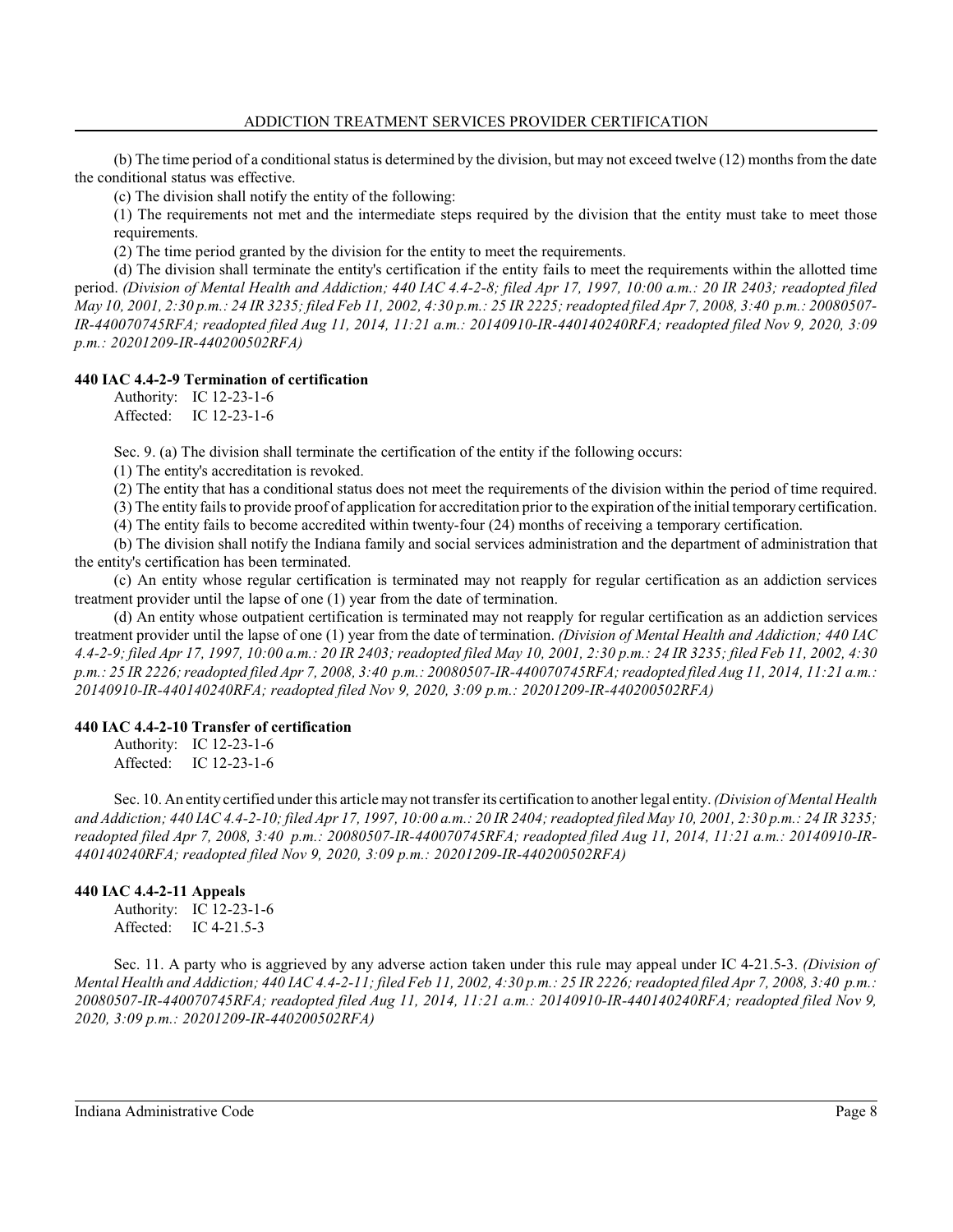(b) The time period of a conditional status is determined by the division, but may not exceed twelve (12) months from the date the conditional status was effective.

(c) The division shall notify the entity of the following:

(1) The requirements not met and the intermediate steps required by the division that the entity must take to meet those requirements.

(2) The time period granted by the division for the entity to meet the requirements.

(d) The division shall terminate the entity's certification if the entity fails to meet the requirements within the allotted time period. *(Division of Mental Health and Addiction; 440 IAC 4.4-2-8; filed Apr 17, 1997, 10:00 a.m.: 20 IR 2403; readopted filed May 10, 2001, 2:30 p.m.: 24 IR 3235; filed Feb 11, 2002, 4:30 p.m.: 25 IR 2225; readopted filed Apr 7, 2008, 3:40 p.m.: 20080507-IR-440070745RFA; readopted filed Aug 11, 2014, 11:21 a.m.: 20140910-IR-440140240RFA; readopted filed Nov 9, 2020, 3:09 p.m.: 20201209-IR-440200502RFA)*

**440 IAC 4.4-2-9 Termination of certification**

Authority: IC 12-23-1-6
Affected: IC 12-23-1-6

Sec. 9. (a) The division shall terminate the certification of the entity if the following occurs:

(1) The entity's accreditation is revoked.

(2) The entity that has a conditional status does not meet the requirements of the division within the period of time required.

(3) The entity fails to provide proof of application for accreditation prior to the expiration of the initial temporary certification.

(4) The entity fails to become accredited within twenty-four (24) months of receiving a temporary certification.

(b) The division shall notify the Indiana family and social services administration and the department of administration that the entity's certification has been terminated.

(c) An entity whose regular certification is terminated may not reapply for regular certification as an addiction services treatment provider until the lapse of one (1) year from the date of termination.

(d) An entity whose outpatient certification is terminated may not reapply for regular certification as an addiction services treatment provider until the lapse of one (1) year from the date of termination. *(Division of Mental Health and Addiction; 440 IAC 4.4-2-9; filed Apr 17, 1997, 10:00 a.m.: 20 IR 2403; readopted filed May 10, 2001, 2:30 p.m.: 24 IR 3235; filed Feb 11, 2002, 4:30 p.m.: 25 IR 2226; readopted filed Apr 7, 2008, 3:40 p.m.: 20080507-IR-440070745RFA; readopted filed Aug 11, 2014, 11:21 a.m.: 20140910-IR-440140240RFA; readopted filed Nov 9, 2020, 3:09 p.m.: 20201209-IR-440200502RFA)*

**440 IAC 4.4-2-10 Transfer of certification**

Authority: IC 12-23-1-6
Affected: IC 12-23-1-6

Sec. 10. An entity certified under this article may not transfer its certification to another legal entity. *(Division of Mental Health and Addiction; 440 IAC 4.4-2-10; filed Apr 17, 1997, 10:00 a.m.: 20 IR 2404; readopted filed May 10, 2001, 2:30 p.m.: 24 IR 3235; readopted filed Apr 7, 2008, 3:40 p.m.: 20080507-IR-440070745RFA; readopted filed Aug 11, 2014, 11:21 a.m.: 20140910-IR-440140240RFA; readopted filed Nov 9, 2020, 3:09 p.m.: 20201209-IR-440200502RFA)*

**440 IAC 4.4-2-11 Appeals**

Authority: IC 12-23-1-6
Affected: IC 4-21.5-3

Sec. 11. A party who is aggrieved by any adverse action taken under this rule may appeal under IC 4-21.5-3. *(Division of Mental Health and Addiction; 440 IAC 4.4-2-11; filed Feb 11, 2002, 4:30 p.m.: 25 IR 2226; readopted filed Apr 7, 2008, 3:40 p.m.: 20080507-IR-440070745RFA; readopted filed Aug 11, 2014, 11:21 a.m.: 20140910-IR-440140240RFA; readopted filed Nov 9, 2020, 3:09 p.m.: 20201209-IR-440200502RFA)*